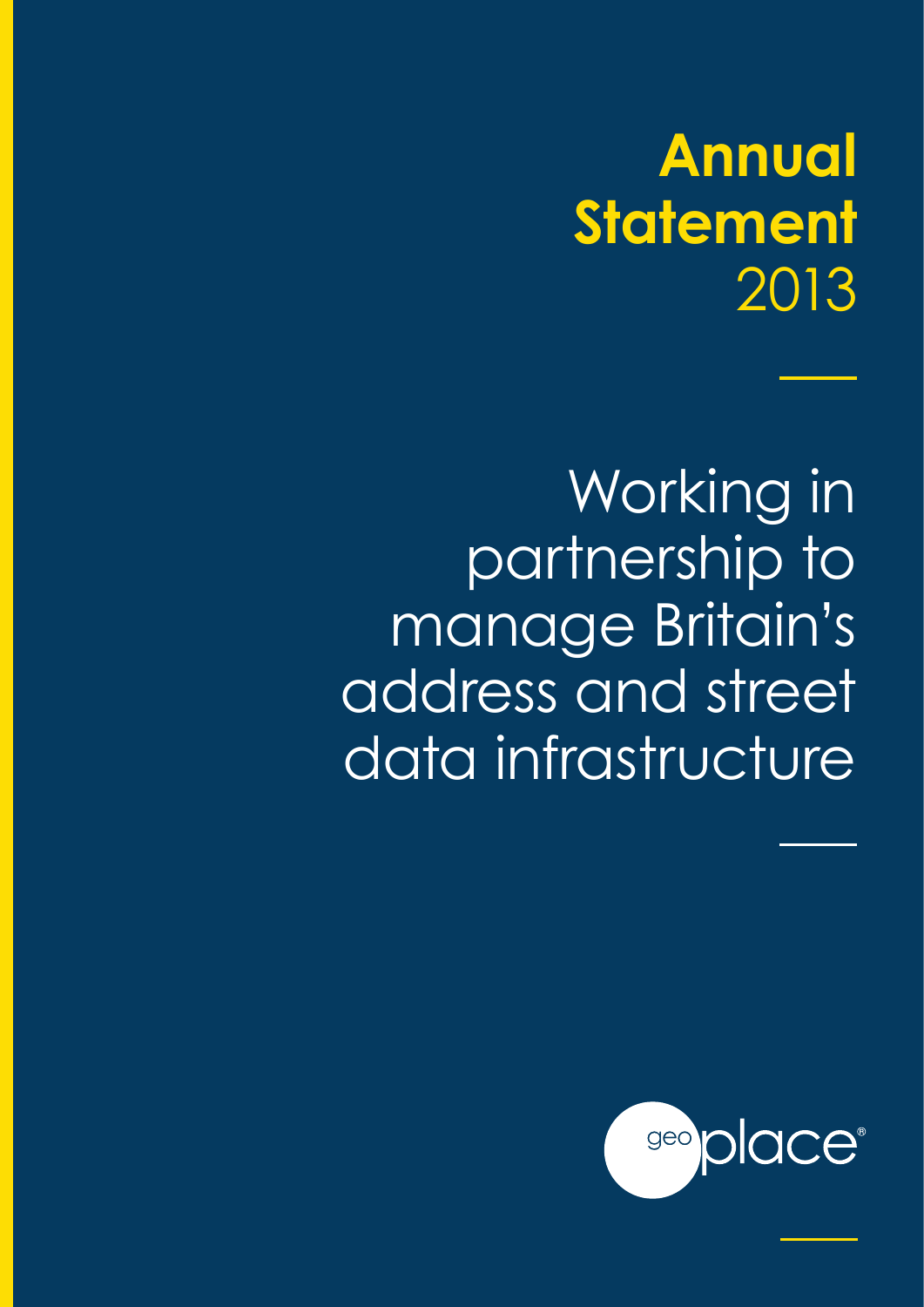# Annual Statement 2013

## Working in partnership to manage Britain's address and street data infrastructure

geoplace®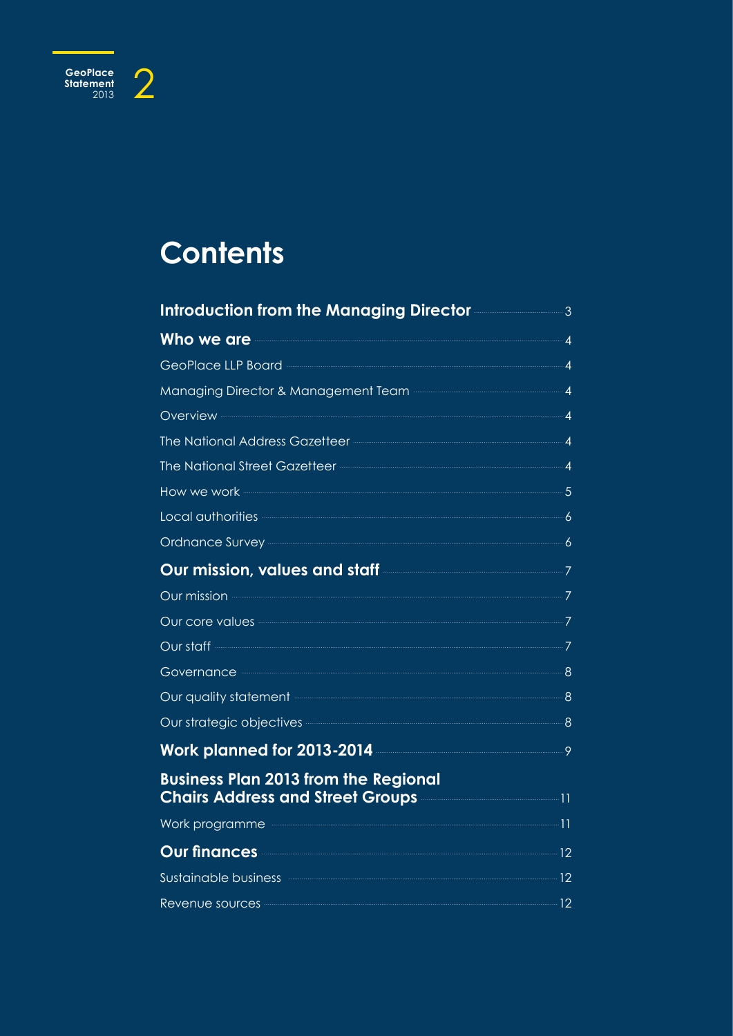# Contents

| | |
|---|---|
| **Introduction from the Managing Director** | 3 |
| **Who we are** | 4 |
| GeoPlace LLP Board | 4 |
| Managing Director & Management Team | 4 |
| Overview | 4 |
| The National Address Gazetteer | 4 |
| The National Street Gazetteer | 4 |
| How we work | 5 |
| Local authorities | 6 |
| Ordnance Survey | 6 |
| **Our mission, values and staff** | 7 |
| Our mission | 7 |
| Our core values | 7 |
| Our staff | 7 |
| Governance | 8 |
| Our quality statement | 8 |
| Our strategic objectives | 8 |
| **Work planned for 2013-2014** | 9 |
| **Business Plan 2013 from the Regional Chairs Address and Street Groups** | 11 |
| Work programme | 11 |
| **Our finances** | 12 |
| Sustainable business | 12 |
| Revenue sources | 12 |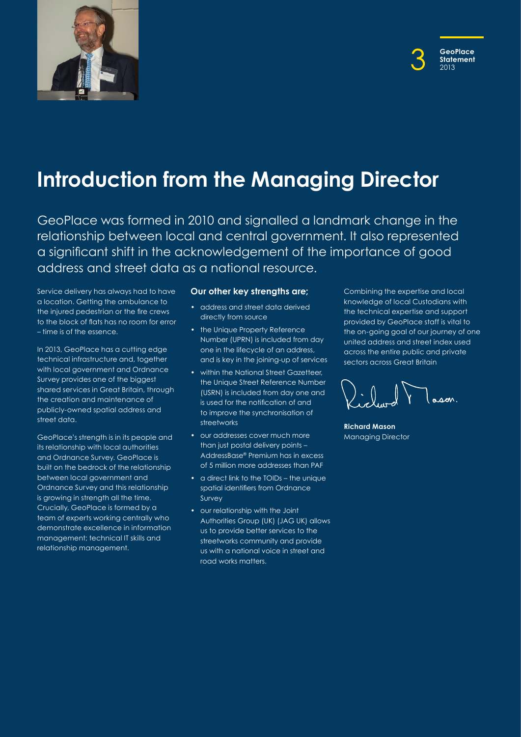# Introduction from the Managing Director

GeoPlace was formed in 2010 and signalled a landmark change in the relationship between local and central government. It also represented a significant shift in the acknowledgement of the importance of good address and street data as a national resource.

Service delivery has always had to have a location. Getting the ambulance to the injured pedestrian or the fire crews to the block of flats has no room for error – time is of the essence.

In 2013, GeoPlace has a cutting edge technical infrastructure and, together with local government and Ordnance Survey provides one of the biggest shared services in Great Britain, through the creation and maintenance of publicly-owned spatial address and street data.

GeoPlace's strength is in its people and its relationship with local authorities and Ordnance Survey. GeoPlace is built on the bedrock of the relationship between local government and Ordnance Survey and this relationship is growing in strength all the time. Crucially, GeoPlace is formed by a team of experts working centrally who demonstrate excellence in information management; technical IT skills and relationship management.

**Our other key strengths are;**

- address and street data derived directly from source
- the Unique Property Reference Number (UPRN) is included from day one in the lifecycle of an address, and is key in the joining-up of services
- within the National Street Gazetteer, the Unique Street Reference Number (USRN) is included from day one and is used for the notification of and to improve the synchronisation of streetworks
- our addresses cover much more than just postal delivery points – AddressBase® Premium has in excess of 5 million more addresses than PAF
- a direct link to the TOIDs – the unique spatial identifiers from Ordnance Survey
- our relationship with the Joint Authorities Group (UK) (JAG UK) allows us to provide better services to the streetworks community and provide us with a national voice in street and road works matters.

Combining the expertise and local knowledge of local Custodians with the technical expertise and support provided by GeoPlace staff is vital to the on-going goal of our journey of one united address and street index used across the entire public and private sectors across Great Britain

**Richard Mason**
Managing Director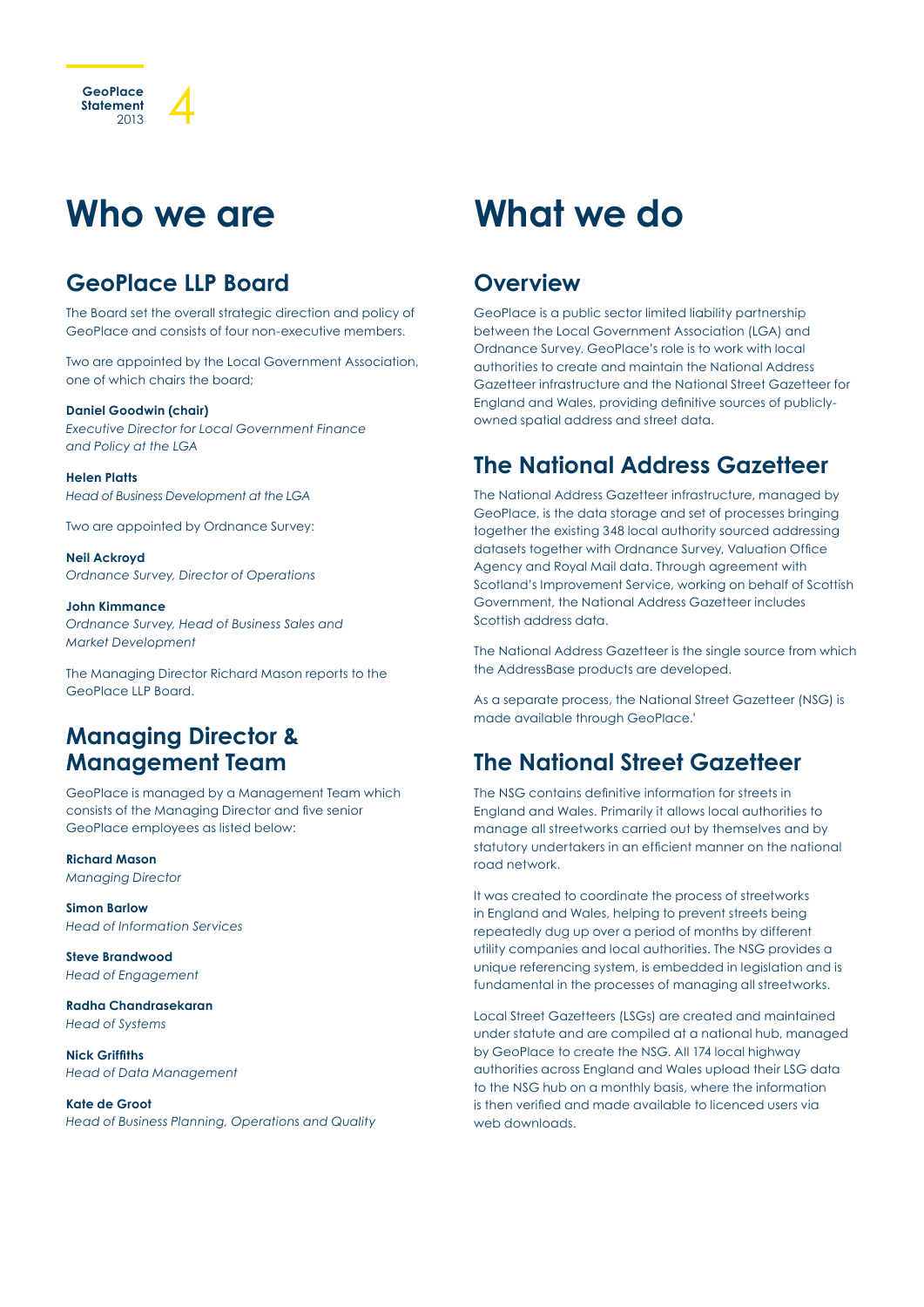# Who we are

## GeoPlace LLP Board

The Board set the overall strategic direction and policy of GeoPlace and consists of four non-executive members.

Two are appointed by the Local Government Association, one of which chairs the board;

**Daniel Goodwin (chair)**
*Executive Director for Local Government Finance and Policy at the LGA*

**Helen Platts**
*Head of Business Development at the LGA*

Two are appointed by Ordnance Survey:

**Neil Ackroyd**
*Ordnance Survey, Director of Operations*

**John Kimmance**
*Ordnance Survey, Head of Business Sales and Market Development*

The Managing Director Richard Mason reports to the GeoPlace LLP Board.

## Managing Director & Management Team

GeoPlace is managed by a Management Team which consists of the Managing Director and five senior GeoPlace employees as listed below:

**Richard Mason**
*Managing Director*

**Simon Barlow**
*Head of Information Services*

**Steve Brandwood**
*Head of Engagement*

**Radha Chandrasekaran**
*Head of Systems*

**Nick Griffiths**
*Head of Data Management*

**Kate de Groot**
*Head of Business Planning, Operations and Quality*

# What we do

## Overview

GeoPlace is a public sector limited liability partnership between the Local Government Association (LGA) and Ordnance Survey. GeoPlace's role is to work with local authorities to create and maintain the National Address Gazetteer infrastructure and the National Street Gazetteer for England and Wales, providing definitive sources of publicly-owned spatial address and street data.

## The National Address Gazetteer

The National Address Gazetteer infrastructure, managed by GeoPlace, is the data storage and set of processes bringing together the existing 348 local authority sourced addressing datasets together with Ordnance Survey, Valuation Office Agency and Royal Mail data. Through agreement with Scotland's Improvement Service, working on behalf of Scottish Government, the National Address Gazetteer includes Scottish address data.

The National Address Gazetteer is the single source from which the AddressBase products are developed.

As a separate process, the National Street Gazetteer (NSG) is made available through GeoPlace.'

## The National Street Gazetteer

The NSG contains definitive information for streets in England and Wales. Primarily it allows local authorities to manage all streetworks carried out by themselves and by statutory undertakers in an efficient manner on the national road network.

It was created to coordinate the process of streetworks in England and Wales, helping to prevent streets being repeatedly dug up over a period of months by different utility companies and local authorities. The NSG provides a unique referencing system, is embedded in legislation and is fundamental in the processes of managing all streetworks.

Local Street Gazetteers (LSGs) are created and maintained under statute and are compiled at a national hub, managed by GeoPlace to create the NSG. All 174 local highway authorities across England and Wales upload their LSG data to the NSG hub on a monthly basis, where the information is then verified and made available to licenced users via web downloads.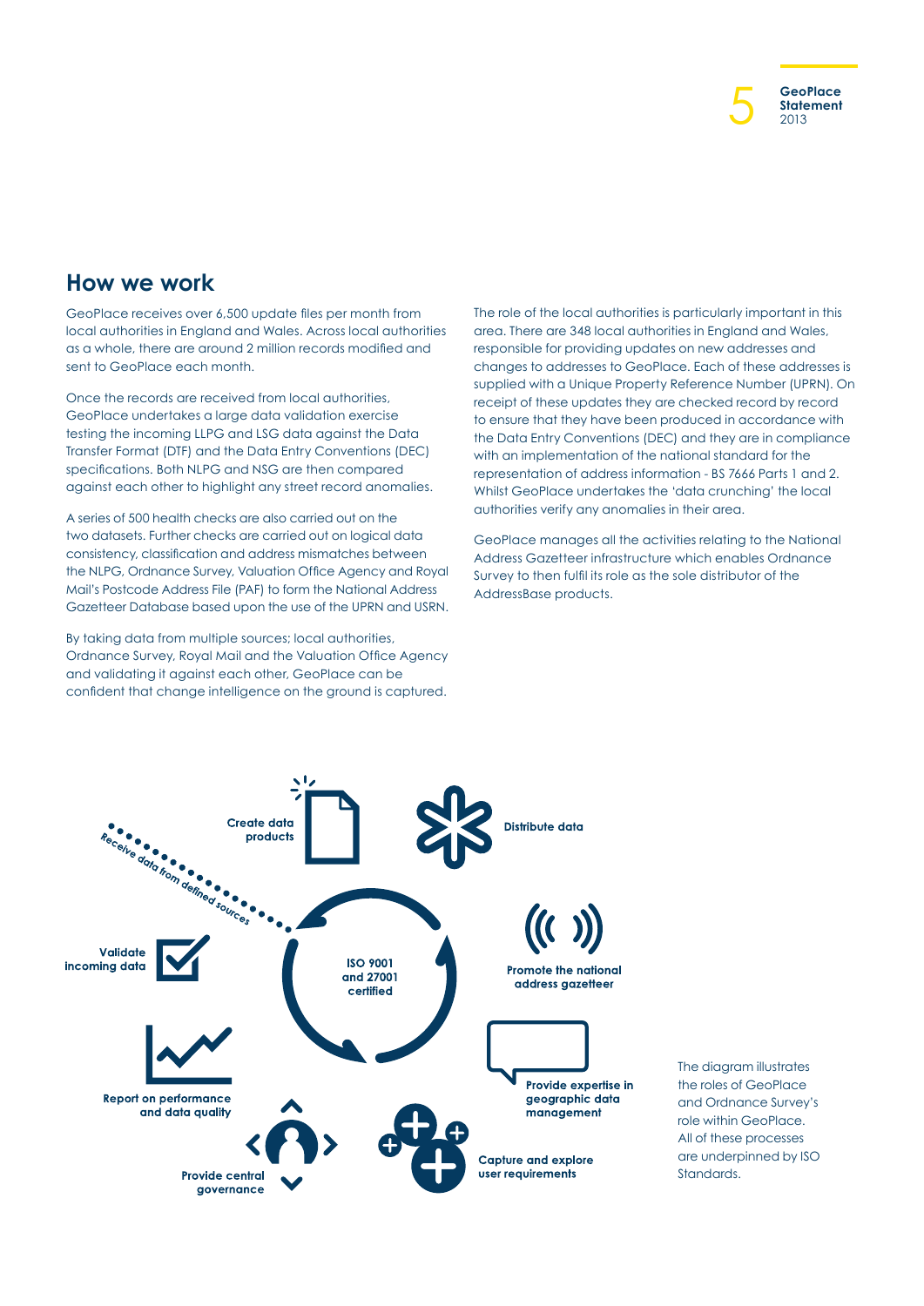## How we work

GeoPlace receives over 6,500 update files per month from local authorities in England and Wales. Across local authorities as a whole, there are around 2 million records modified and sent to GeoPlace each month.

Once the records are received from local authorities, GeoPlace undertakes a large data validation exercise testing the incoming LLPG and LSG data against the Data Transfer Format (DTF) and the Data Entry Conventions (DEC) specifications. Both NLPG and NSG are then compared against each other to highlight any street record anomalies.

A series of 500 health checks are also carried out on the two datasets. Further checks are carried out on logical data consistency, classification and address mismatches between the NLPG, Ordnance Survey, Valuation Office Agency and Royal Mail's Postcode Address File (PAF) to form the National Address Gazetteer Database based upon the use of the UPRN and USRN.

By taking data from multiple sources; local authorities, Ordnance Survey, Royal Mail and the Valuation Office Agency and validating it against each other, GeoPlace can be confident that change intelligence on the ground is captured.

The role of the local authorities is particularly important in this area. There are 348 local authorities in England and Wales, responsible for providing updates on new addresses and changes to addresses to GeoPlace. Each of these addresses is supplied with a Unique Property Reference Number (UPRN). On receipt of these updates they are checked record by record to ensure that they have been produced in accordance with the Data Entry Conventions (DEC) and they are in compliance with an implementation of the national standard for the representation of address information - BS 7666 Parts 1 and 2. Whilst GeoPlace undertakes the 'data crunching' the local authorities verify any anomalies in their area.

GeoPlace manages all the activities relating to the National Address Gazetteer infrastructure which enables Ordnance Survey to then fulfil its role as the sole distributor of the AddressBase products.

Receive data from defined sources

Create data products

Distribute data

Validate incoming data

ISO 9001 and 27001 certified

Promote the national address gazetteer

Report on performance and data quality

Provide expertise in geographic data management

Provide central governance

Capture and explore user requirements

The diagram illustrates the roles of GeoPlace and Ordnance Survey's role within GeoPlace. All of these processes are underpinned by ISO Standards.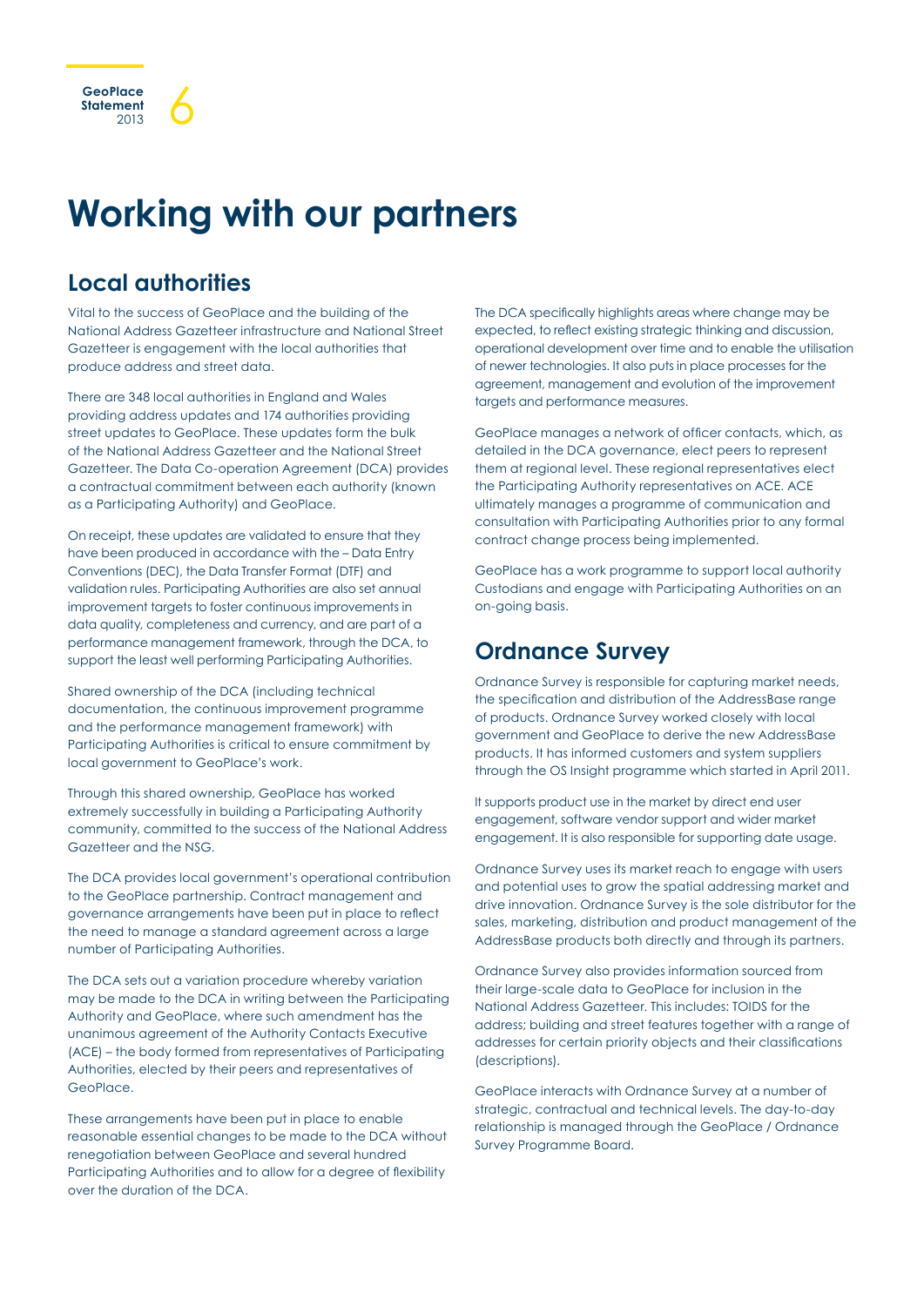# Working with our partners

## Local authorities

Vital to the success of GeoPlace and the building of the National Address Gazetteer infrastructure and National Street Gazetteer is engagement with the local authorities that produce address and street data.

There are 348 local authorities in England and Wales providing address updates and 174 authorities providing street updates to GeoPlace. These updates form the bulk of the National Address Gazetteer and the National Street Gazetteer. The Data Co-operation Agreement (DCA) provides a contractual commitment between each authority (known as a Participating Authority) and GeoPlace.

On receipt, these updates are validated to ensure that they have been produced in accordance with the – Data Entry Conventions (DEC), the Data Transfer Format (DTF) and validation rules. Participating Authorities are also set annual improvement targets to foster continuous improvements in data quality, completeness and currency, and are part of a performance management framework, through the DCA, to support the least well performing Participating Authorities.

Shared ownership of the DCA (including technical documentation, the continuous improvement programme and the performance management framework) with Participating Authorities is critical to ensure commitment by local government to GeoPlace's work.

Through this shared ownership, GeoPlace has worked extremely successfully in building a Participating Authority community, committed to the success of the National Address Gazetteer and the NSG.

The DCA provides local government's operational contribution to the GeoPlace partnership. Contract management and governance arrangements have been put in place to reflect the need to manage a standard agreement across a large number of Participating Authorities.

The DCA sets out a variation procedure whereby variation may be made to the DCA in writing between the Participating Authority and GeoPlace, where such amendment has the unanimous agreement of the Authority Contacts Executive (ACE) – the body formed from representatives of Participating Authorities, elected by their peers and representatives of GeoPlace.

These arrangements have been put in place to enable reasonable essential changes to be made to the DCA without renegotiation between GeoPlace and several hundred Participating Authorities and to allow for a degree of flexibility over the duration of the DCA.

The DCA specifically highlights areas where change may be expected, to reflect existing strategic thinking and discussion, operational development over time and to enable the utilisation of newer technologies. It also puts in place processes for the agreement, management and evolution of the improvement targets and performance measures.

GeoPlace manages a network of officer contacts, which, as detailed in the DCA governance, elect peers to represent them at regional level. These regional representatives elect the Participating Authority representatives on ACE. ACE ultimately manages a programme of communication and consultation with Participating Authorities prior to any formal contract change process being implemented.

GeoPlace has a work programme to support local authority Custodians and engage with Participating Authorities on an on-going basis.

## Ordnance Survey

Ordnance Survey is responsible for capturing market needs, the specification and distribution of the AddressBase range of products. Ordnance Survey worked closely with local government and GeoPlace to derive the new AddressBase products. It has informed customers and system suppliers through the OS Insight programme which started in April 2011.

It supports product use in the market by direct end user engagement, software vendor support and wider market engagement. It is also responsible for supporting date usage.

Ordnance Survey uses its market reach to engage with users and potential uses to grow the spatial addressing market and drive innovation. Ordnance Survey is the sole distributor for the sales, marketing, distribution and product management of the AddressBase products both directly and through its partners.

Ordnance Survey also provides information sourced from their large-scale data to GeoPlace for inclusion in the National Address Gazetteer. This includes: TOIDS for the address; building and street features together with a range of addresses for certain priority objects and their classifications (descriptions).

GeoPlace interacts with Ordnance Survey at a number of strategic, contractual and technical levels. The day-to-day relationship is managed through the GeoPlace / Ordnance Survey Programme Board.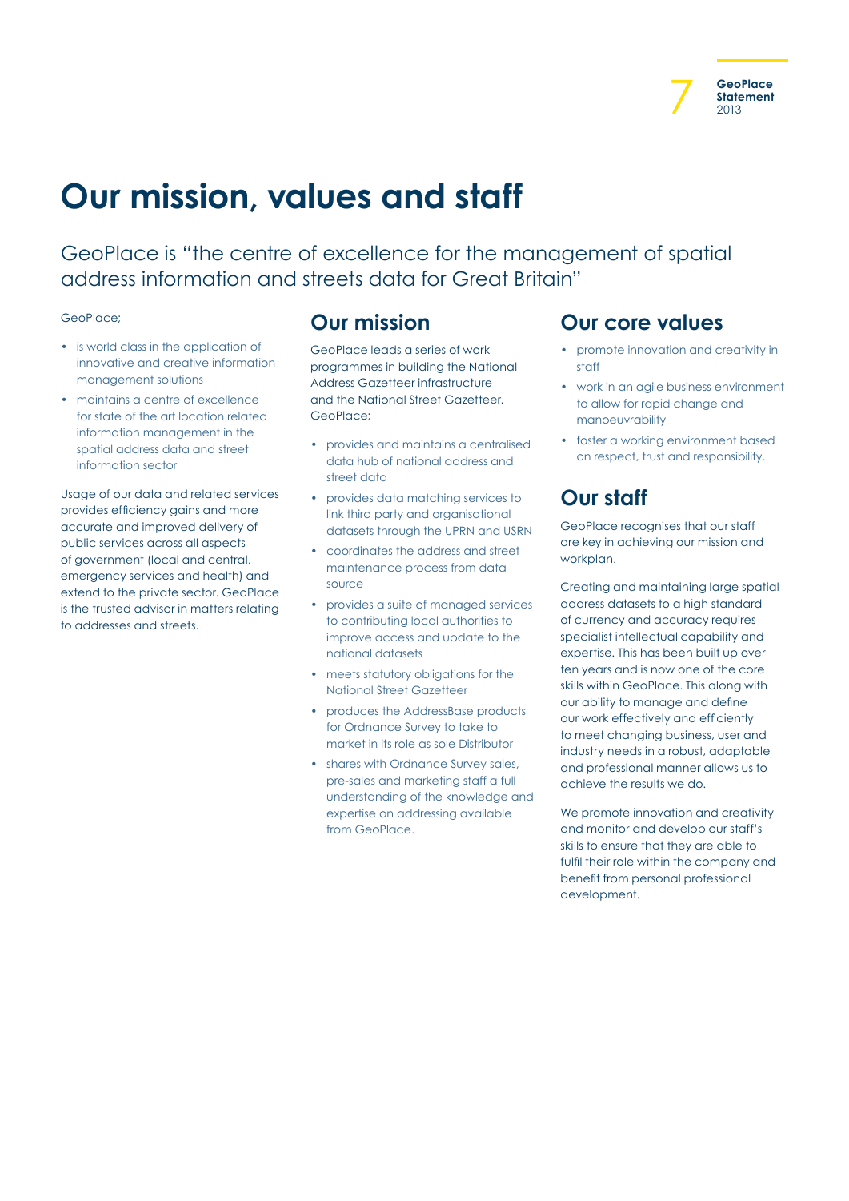# Our mission, values and staff

GeoPlace is "the centre of excellence for the management of spatial address information and streets data for Great Britain"

GeoPlace;

- is world class in the application of innovative and creative information management solutions
- maintains a centre of excellence for state of the art location related information management in the spatial address data and street information sector

Usage of our data and related services provides efficiency gains and more accurate and improved delivery of public services across all aspects of government (local and central, emergency services and health) and extend to the private sector. GeoPlace is the trusted advisor in matters relating to addresses and streets.

## Our mission

GeoPlace leads a series of work programmes in building the National Address Gazetteer infrastructure and the National Street Gazetteer. GeoPlace;

- provides and maintains a centralised data hub of national address and street data
- provides data matching services to link third party and organisational datasets through the UPRN and USRN
- coordinates the address and street maintenance process from data source
- provides a suite of managed services to contributing local authorities to improve access and update to the national datasets
- meets statutory obligations for the National Street Gazetteer
- produces the AddressBase products for Ordnance Survey to take to market in its role as sole Distributor
- shares with Ordnance Survey sales, pre-sales and marketing staff a full understanding of the knowledge and expertise on addressing available from GeoPlace.

## Our core values

- promote innovation and creativity in staff
- work in an agile business environment to allow for rapid change and manoeuvrability
- foster a working environment based on respect, trust and responsibility.

## Our staff

GeoPlace recognises that our staff are key in achieving our mission and workplan.

Creating and maintaining large spatial address datasets to a high standard of currency and accuracy requires specialist intellectual capability and expertise. This has been built up over ten years and is now one of the core skills within GeoPlace. This along with our ability to manage and define our work effectively and efficiently to meet changing business, user and industry needs in a robust, adaptable and professional manner allows us to achieve the results we do.

We promote innovation and creativity and monitor and develop our staff's skills to ensure that they are able to fulfil their role within the company and benefit from personal professional development.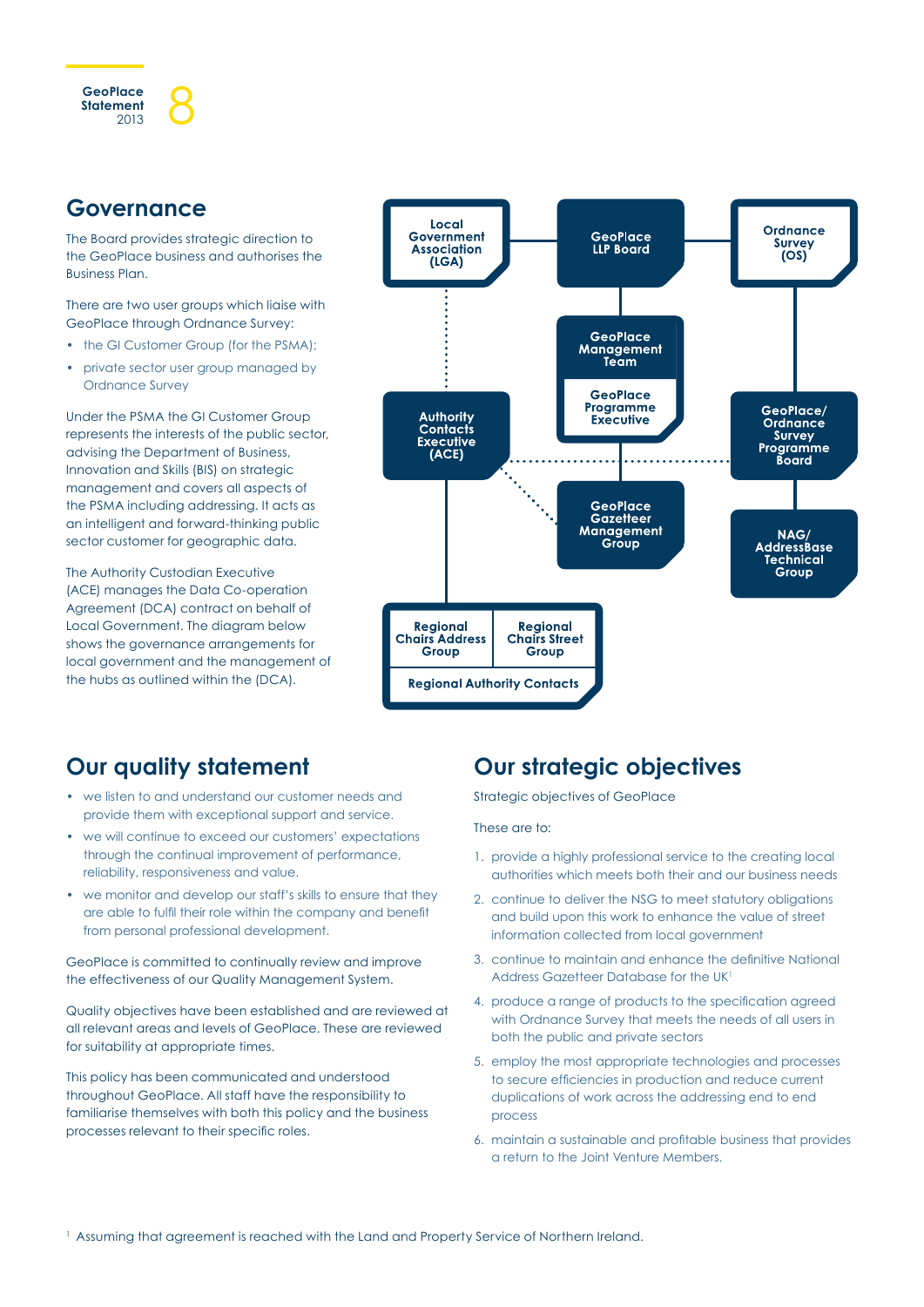## Governance

The Board provides strategic direction to the GeoPlace business and authorises the Business Plan.

There are two user groups which liaise with GeoPlace through Ordnance Survey:

- the GI Customer Group (for the PSMA);
- private sector user group managed by Ordnance Survey

Under the PSMA the GI Customer Group represents the interests of the public sector, advising the Department of Business, Innovation and Skills (BIS) on strategic management and covers all aspects of the PSMA including addressing. It acts as an intelligent and forward-thinking public sector customer for geographic data.

The Authority Custodian Executive (ACE) manages the Data Co-operation Agreement (DCA) contract on behalf of Local Government. The diagram below shows the governance arrangements for local government and the management of the hubs as outlined within the (DCA).

Local Government Association (LGA)

GeoPlace LLP Board

Ordnance Survey (OS)

GeoPlace Management Team

GeoPlace Programme Executive

Authority Contacts Executive (ACE)

GeoPlace/ Ordnance Survey Programme Board

GeoPlace Gazetteer Management Group

NAG/ AddressBase Technical Group

Regional Chairs Address Group

Regional Chairs Street Group

Regional Authority Contacts

## Our quality statement

- we listen to and understand our customer needs and provide them with exceptional support and service.
- we will continue to exceed our customers' expectations through the continual improvement of performance, reliability, responsiveness and value.
- we monitor and develop our staff's skills to ensure that they are able to fulfil their role within the company and benefit from personal professional development.

GeoPlace is committed to continually review and improve the effectiveness of our Quality Management System.

Quality objectives have been established and are reviewed at all relevant areas and levels of GeoPlace. These are reviewed for suitability at appropriate times.

This policy has been communicated and understood throughout GeoPlace. All staff have the responsibility to familiarise themselves with both this policy and the business processes relevant to their specific roles.

## Our strategic objectives

Strategic objectives of GeoPlace

These are to:

1. provide a highly professional service to the creating local authorities which meets both their and our business needs
2. continue to deliver the NSG to meet statutory obligations and build upon this work to enhance the value of street information collected from local government
3. continue to maintain and enhance the definitive National Address Gazetteer Database for the UK[1]
4. produce a range of products to the specification agreed with Ordnance Survey that meets the needs of all users in both the public and private sectors
5. employ the most appropriate technologies and processes to secure efficiencies in production and reduce current duplications of work across the addressing end to end process
6. maintain a sustainable and profitable business that provides a return to the Joint Venture Members.

[1] Assuming that agreement is reached with the Land and Property Service of Northern Ireland.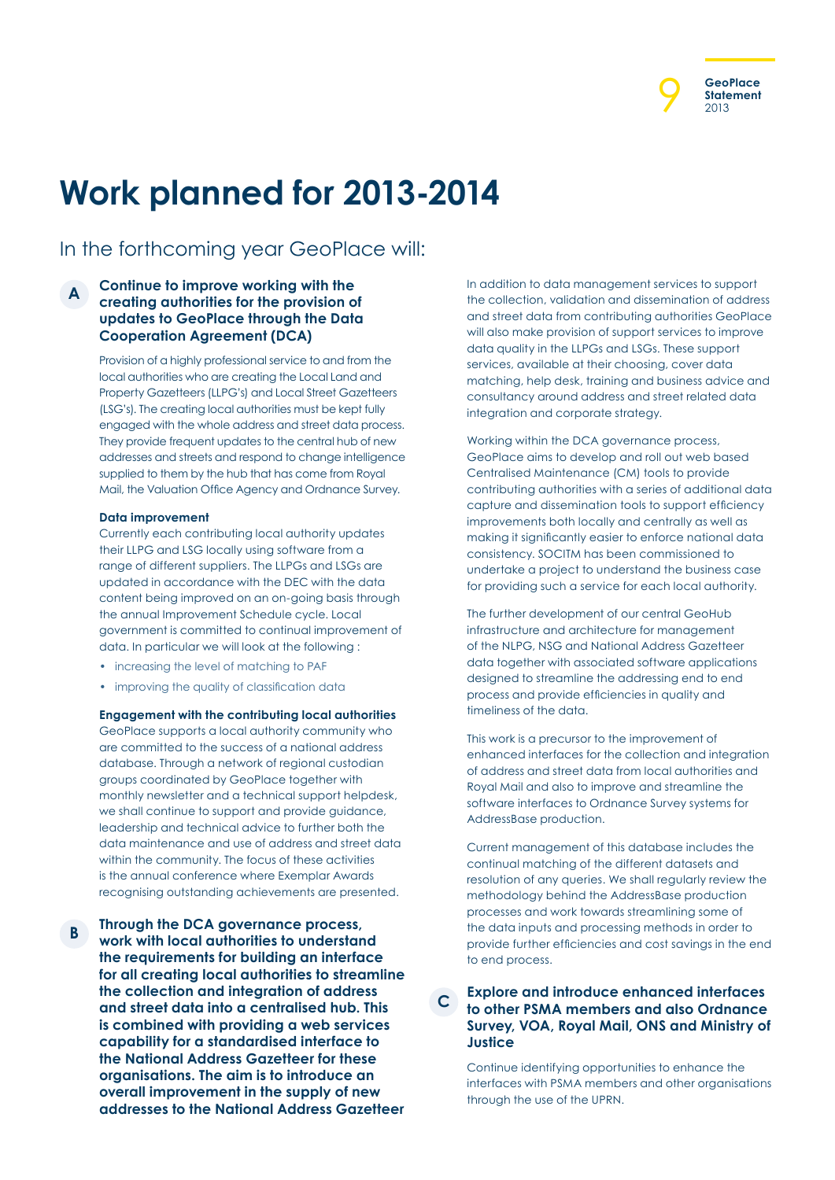# Work planned for 2013-2014

In the forthcoming year GeoPlace will:

### A Continue to improve working with the creating authorities for the provision of updates to GeoPlace through the Data Cooperation Agreement (DCA)

Provision of a highly professional service to and from the local authorities who are creating the Local Land and Property Gazetteers (LLPG's) and Local Street Gazetteers (LSG's). The creating local authorities must be kept fully engaged with the whole address and street data process. They provide frequent updates to the central hub of new addresses and streets and respond to change intelligence supplied to them by the hub that has come from Royal Mail, the Valuation Office Agency and Ordnance Survey.

**Data improvement**

Currently each contributing local authority updates their LLPG and LSG locally using software from a range of different suppliers. The LLPGs and LSGs are updated in accordance with the DEC with the data content being improved on an on-going basis through the annual Improvement Schedule cycle. Local government is committed to continual improvement of data. In particular we will look at the following :

- increasing the level of matching to PAF
- improving the quality of classification data

**Engagement with the contributing local authorities**

GeoPlace supports a local authority community who are committed to the success of a national address database. Through a network of regional custodian groups coordinated by GeoPlace together with monthly newsletter and a technical support helpdesk, we shall continue to support and provide guidance, leadership and technical advice to further both the data maintenance and use of address and street data within the community. The focus of these activities is the annual conference where Exemplar Awards recognising outstanding achievements are presented.

### B Through the DCA governance process, work with local authorities to understand the requirements for building an interface for all creating local authorities to streamline the collection and integration of address and street data into a centralised hub. This is combined with providing a web services capability for a standardised interface to the National Address Gazetteer for these organisations. The aim is to introduce an overall improvement in the supply of new addresses to the National Address Gazetteer

In addition to data management services to support the collection, validation and dissemination of address and street data from contributing authorities GeoPlace will also make provision of support services to improve data quality in the LLPGs and LSGs. These support services, available at their choosing, cover data matching, help desk, training and business advice and consultancy around address and street related data integration and corporate strategy.

Working within the DCA governance process, GeoPlace aims to develop and roll out web based Centralised Maintenance (CM) tools to provide contributing authorities with a series of additional data capture and dissemination tools to support efficiency improvements both locally and centrally as well as making it significantly easier to enforce national data consistency. SOCITM has been commissioned to undertake a project to understand the business case for providing such a service for each local authority.

The further development of our central GeoHub infrastructure and architecture for management of the NLPG, NSG and National Address Gazetteer data together with associated software applications designed to streamline the addressing end to end process and provide efficiencies in quality and timeliness of the data.

This work is a precursor to the improvement of enhanced interfaces for the collection and integration of address and street data from local authorities and Royal Mail and also to improve and streamline the software interfaces to Ordnance Survey systems for AddressBase production.

Current management of this database includes the continual matching of the different datasets and resolution of any queries. We shall regularly review the methodology behind the AddressBase production processes and work towards streamlining some of the data inputs and processing methods in order to provide further efficiencies and cost savings in the end to end process.

### C Explore and introduce enhanced interfaces to other PSMA members and also Ordnance Survey, VOA, Royal Mail, ONS and Ministry of Justice

Continue identifying opportunities to enhance the interfaces with PSMA members and other organisations through the use of the UPRN.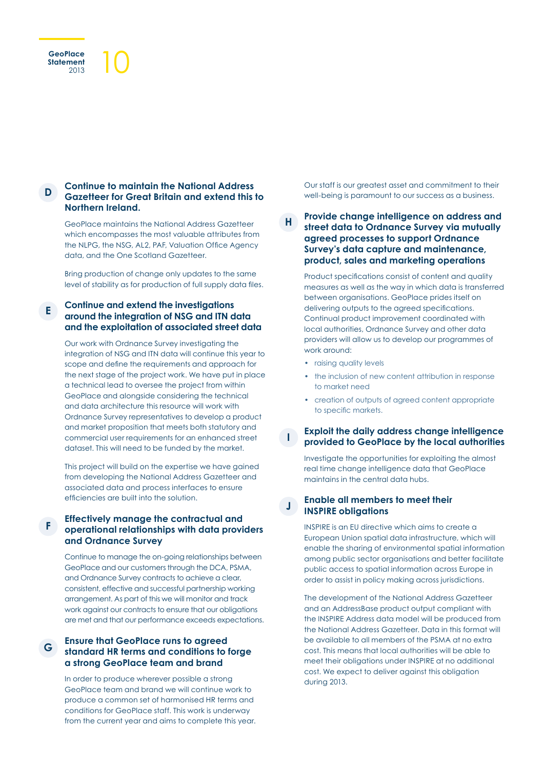### D Continue to maintain the National Address Gazetteer for Great Britain and extend this to Northern Ireland.

GeoPlace maintains the National Address Gazetteer which encompasses the most valuable attributes from the NLPG, the NSG, AL2, PAF, Valuation Office Agency data, and the One Scotland Gazetteer.

Bring production of change only updates to the same level of stability as for production of full supply data files.

### E Continue and extend the investigations around the integration of NSG and ITN data and the exploitation of associated street data

Our work with Ordnance Survey investigating the integration of NSG and ITN data will continue this year to scope and define the requirements and approach for the next stage of the project work. We have put in place a technical lead to oversee the project from within GeoPlace and alongside considering the technical and data architecture this resource will work with Ordnance Survey representatives to develop a product and market proposition that meets both statutory and commercial user requirements for an enhanced street dataset. This will need to be funded by the market.

This project will build on the expertise we have gained from developing the National Address Gazetteer and associated data and process interfaces to ensure efficiencies are built into the solution.

### F Effectively manage the contractual and operational relationships with data providers and Ordnance Survey

Continue to manage the on-going relationships between GeoPlace and our customers through the DCA, PSMA, and Ordnance Survey contracts to achieve a clear, consistent, effective and successful partnership working arrangement. As part of this we will monitor and track work against our contracts to ensure that our obligations are met and that our performance exceeds expectations.

### G Ensure that GeoPlace runs to agreed standard HR terms and conditions to forge a strong GeoPlace team and brand

In order to produce wherever possible a strong GeoPlace team and brand we will continue work to produce a common set of harmonised HR terms and conditions for GeoPlace staff. This work is underway from the current year and aims to complete this year.

Our staff is our greatest asset and commitment to their well-being is paramount to our success as a business.

### H Provide change intelligence on address and street data to Ordnance Survey via mutually agreed processes to support Ordnance Survey's data capture and maintenance, product, sales and marketing operations

Product specifications consist of content and quality measures as well as the way in which data is transferred between organisations. GeoPlace prides itself on delivering outputs to the agreed specifications. Continual product improvement coordinated with local authorities, Ordnance Survey and other data providers will allow us to develop our programmes of work around:

- raising quality levels
- the inclusion of new content attribution in response to market need
- creation of outputs of agreed content appropriate to specific markets.

### I Exploit the daily address change intelligence provided to GeoPlace by the local authorities

Investigate the opportunities for exploiting the almost real time change intelligence data that GeoPlace maintains in the central data hubs.

### J Enable all members to meet their INSPIRE obligations

INSPIRE is an EU directive which aims to create a European Union spatial data infrastructure, which will enable the sharing of environmental spatial information among public sector organisations and better facilitate public access to spatial information across Europe in order to assist in policy making across jurisdictions.

The development of the National Address Gazetteer and an AddressBase product output compliant with the INSPIRE Address data model will be produced from the National Address Gazetteer. Data in this format will be available to all members of the PSMA at no extra cost. This means that local authorities will be able to meet their obligations under INSPIRE at no additional cost. We expect to deliver against this obligation during 2013.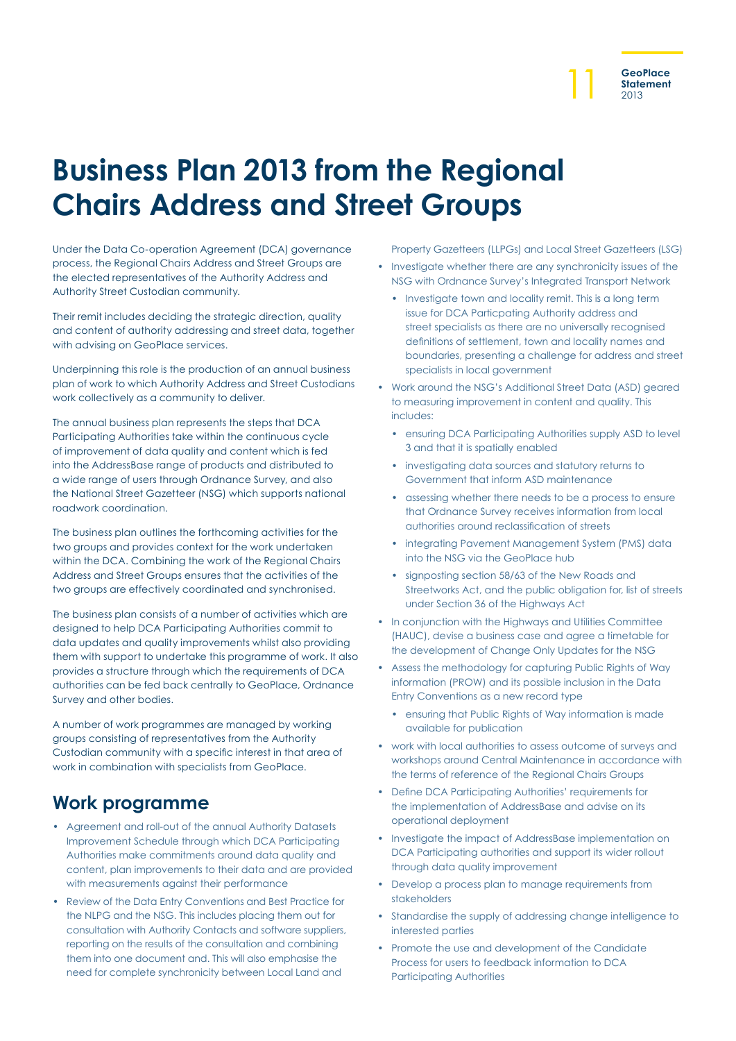# Business Plan 2013 from the Regional Chairs Address and Street Groups

Under the Data Co-operation Agreement (DCA) governance process, the Regional Chairs Address and Street Groups are the elected representatives of the Authority Address and Authority Street Custodian community.

Their remit includes deciding the strategic direction, quality and content of authority addressing and street data, together with advising on GeoPlace services.

Underpinning this role is the production of an annual business plan of work to which Authority Address and Street Custodians work collectively as a community to deliver.

The annual business plan represents the steps that DCA Participating Authorities take within the continuous cycle of improvement of data quality and content which is fed into the AddressBase range of products and distributed to a wide range of users through Ordnance Survey, and also the National Street Gazetteer (NSG) which supports national roadwork coordination.

The business plan outlines the forthcoming activities for the two groups and provides context for the work undertaken within the DCA. Combining the work of the Regional Chairs Address and Street Groups ensures that the activities of the two groups are effectively coordinated and synchronised.

The business plan consists of a number of activities which are designed to help DCA Participating Authorities commit to data updates and quality improvements whilst also providing them with support to undertake this programme of work. It also provides a structure through which the requirements of DCA authorities can be fed back centrally to GeoPlace, Ordnance Survey and other bodies.

A number of work programmes are managed by working groups consisting of representatives from the Authority Custodian community with a specific interest in that area of work in combination with specialists from GeoPlace.

## Work programme

- Agreement and roll-out of the annual Authority Datasets Improvement Schedule through which DCA Participating Authorities make commitments around data quality and content, plan improvements to their data and are provided with measurements against their performance
- Review of the Data Entry Conventions and Best Practice for the NLPG and the NSG. This includes placing them out for consultation with Authority Contacts and software suppliers, reporting on the results of the consultation and combining them into one document and. This will also emphasise the need for complete synchronicity between Local Land and Property Gazetteers (LLPGs) and Local Street Gazetteers (LSG)
- Investigate whether there are any synchronicity issues of the NSG with Ordnance Survey's Integrated Transport Network
  - Investigate town and locality remit. This is a long term issue for DCA Particpating Authority address and street specialists as there are no universally recognised definitions of settlement, town and locality names and boundaries, presenting a challenge for address and street specialists in local government
- Work around the NSG's Additional Street Data (ASD) geared to measuring improvement in content and quality. This includes:
  - ensuring DCA Participating Authorities supply ASD to level 3 and that it is spatially enabled
  - investigating data sources and statutory returns to Government that inform ASD maintenance
  - assessing whether there needs to be a process to ensure that Ordnance Survey receives information from local authorities around reclassification of streets
  - integrating Pavement Management System (PMS) data into the NSG via the GeoPlace hub
  - signposting section 58/63 of the New Roads and Streetworks Act, and the public obligation for, list of streets under Section 36 of the Highways Act
- In conjunction with the Highways and Utilities Committee (HAUC), devise a business case and agree a timetable for the development of Change Only Updates for the NSG
- Assess the methodology for capturing Public Rights of Way information (PROW) and its possible inclusion in the Data Entry Conventions as a new record type
  - ensuring that Public Rights of Way information is made available for publication
- work with local authorities to assess outcome of surveys and workshops around Central Maintenance in accordance with the terms of reference of the Regional Chairs Groups
- Define DCA Participating Authorities' requirements for the implementation of AddressBase and advise on its operational deployment
- Investigate the impact of AddressBase implementation on DCA Participating authorities and support its wider rollout through data quality improvement
- Develop a process plan to manage requirements from stakeholders
- Standardise the supply of addressing change intelligence to interested parties
- Promote the use and development of the Candidate Process for users to feedback information to DCA Participating Authorities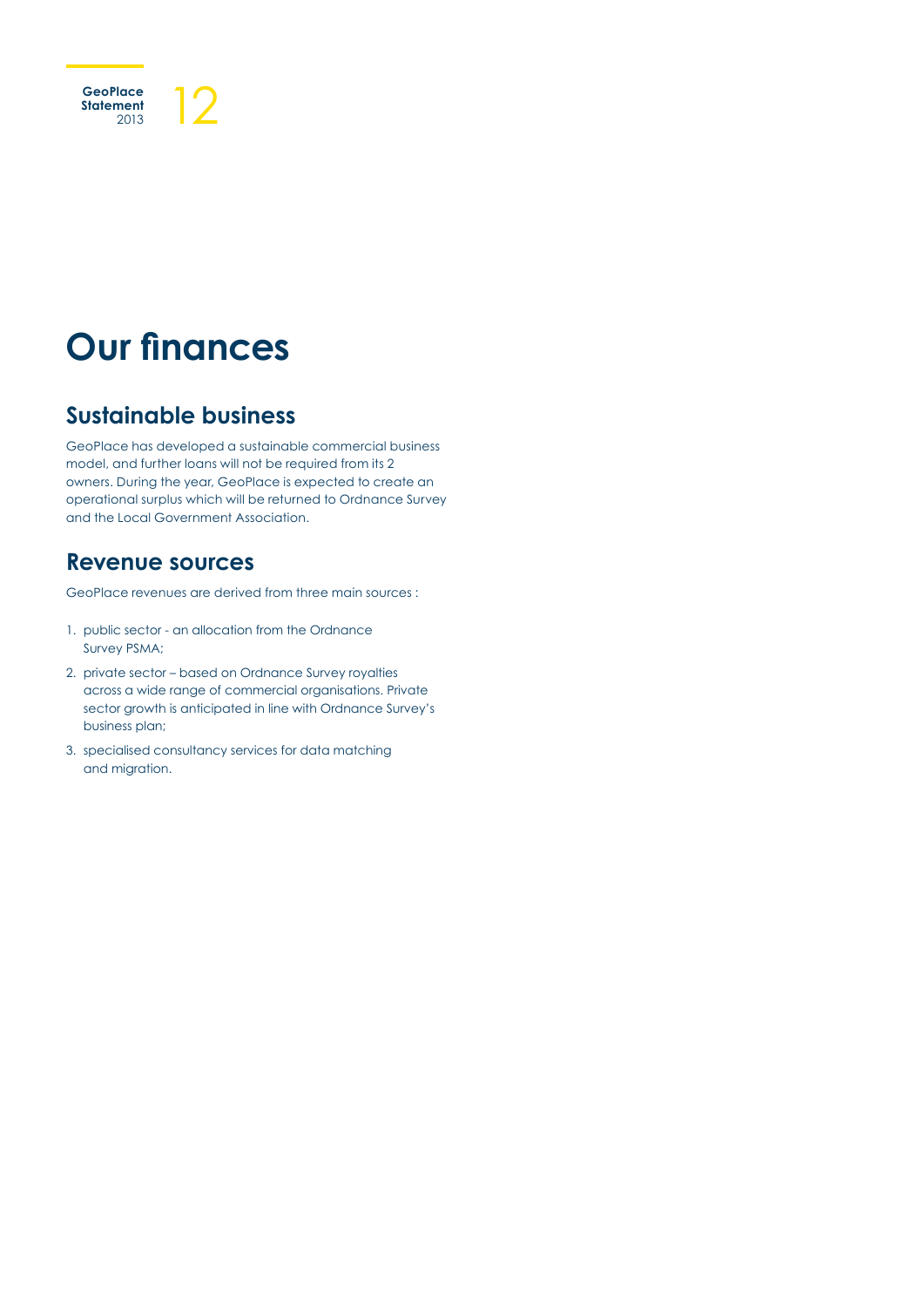# Our finances

## Sustainable business

GeoPlace has developed a sustainable commercial business model, and further loans will not be required from its 2 owners. During the year, GeoPlace is expected to create an operational surplus which will be returned to Ordnance Survey and the Local Government Association.

## Revenue sources

GeoPlace revenues are derived from three main sources :

1. public sector - an allocation from the Ordnance Survey PSMA;
2. private sector – based on Ordnance Survey royalties across a wide range of commercial organisations. Private sector growth is anticipated in line with Ordnance Survey's business plan;
3. specialised consultancy services for data matching and migration.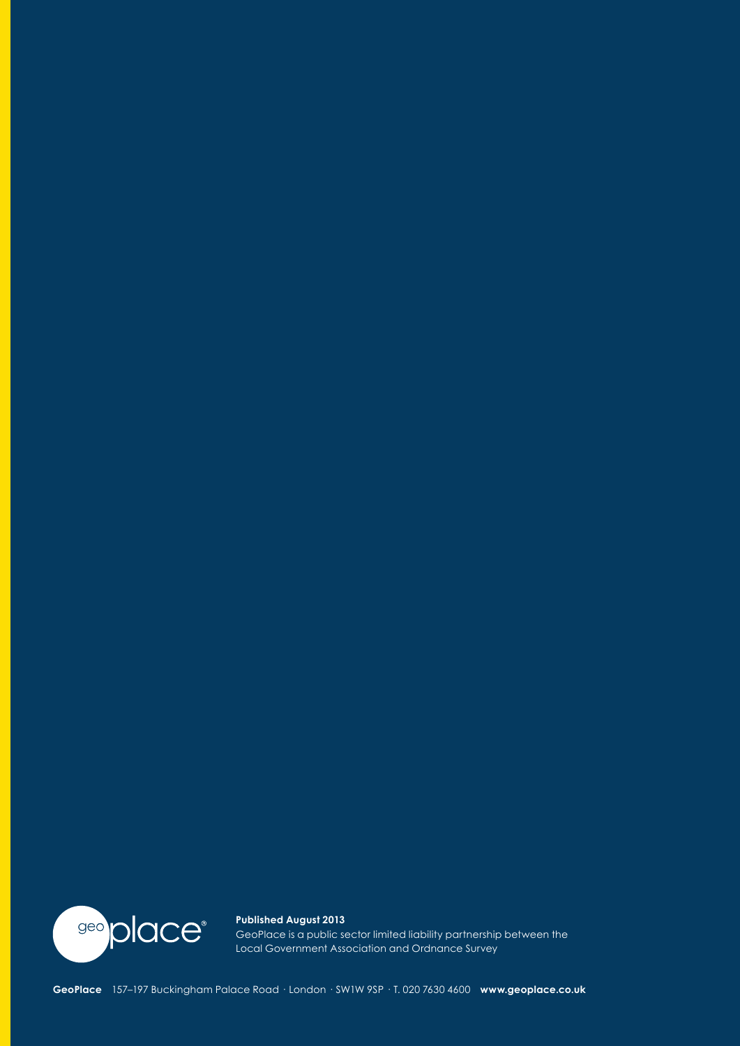geo place®

**Published August 2013**

GeoPlace is a public sector limited liability partnership between the Local Government Association and Ordnance Survey

**GeoPlace** 157–197 Buckingham Palace Road · London · SW1W 9SP · T. 020 7630 4600 **www.geoplace.co.uk**